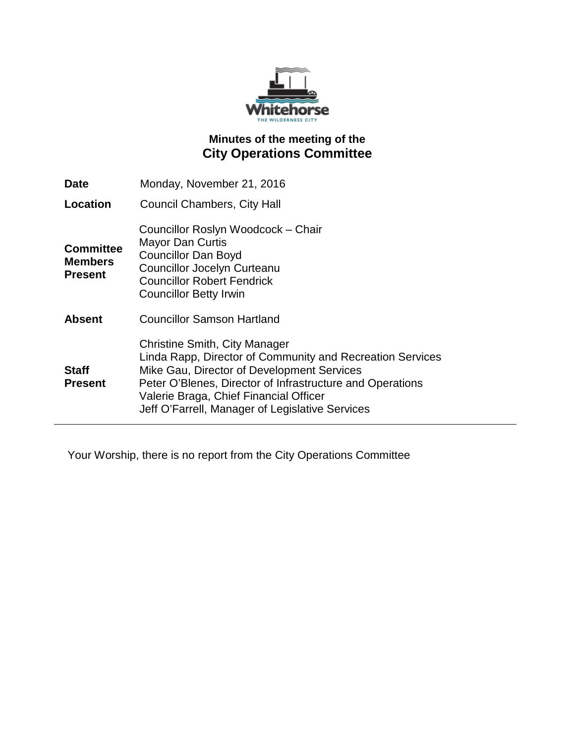# Minutes of the meeting of the
## City Operations Committee

| | |
|---|---|
| **Date** | Monday, November 21, 2016 |
| **Location** | Council Chambers, City Hall |
| **Committee Members Present** | Councillor Roslyn Woodcock – Chair<br>Mayor Dan Curtis<br>Councillor Dan Boyd<br>Councillor Jocelyn Curteanu<br>Councillor Robert Fendrick<br>Councillor Betty Irwin |
| **Absent** | Councillor Samson Hartland |
| **Staff Present** | Christine Smith, City Manager<br>Linda Rapp, Director of Community and Recreation Services<br>Mike Gau, Director of Development Services<br>Peter O'Blenes, Director of Infrastructure and Operations<br>Valerie Braga, Chief Financial Officer<br>Jeff O'Farrell, Manager of Legislative Services |

---

Your Worship, there is no report from the City Operations Committee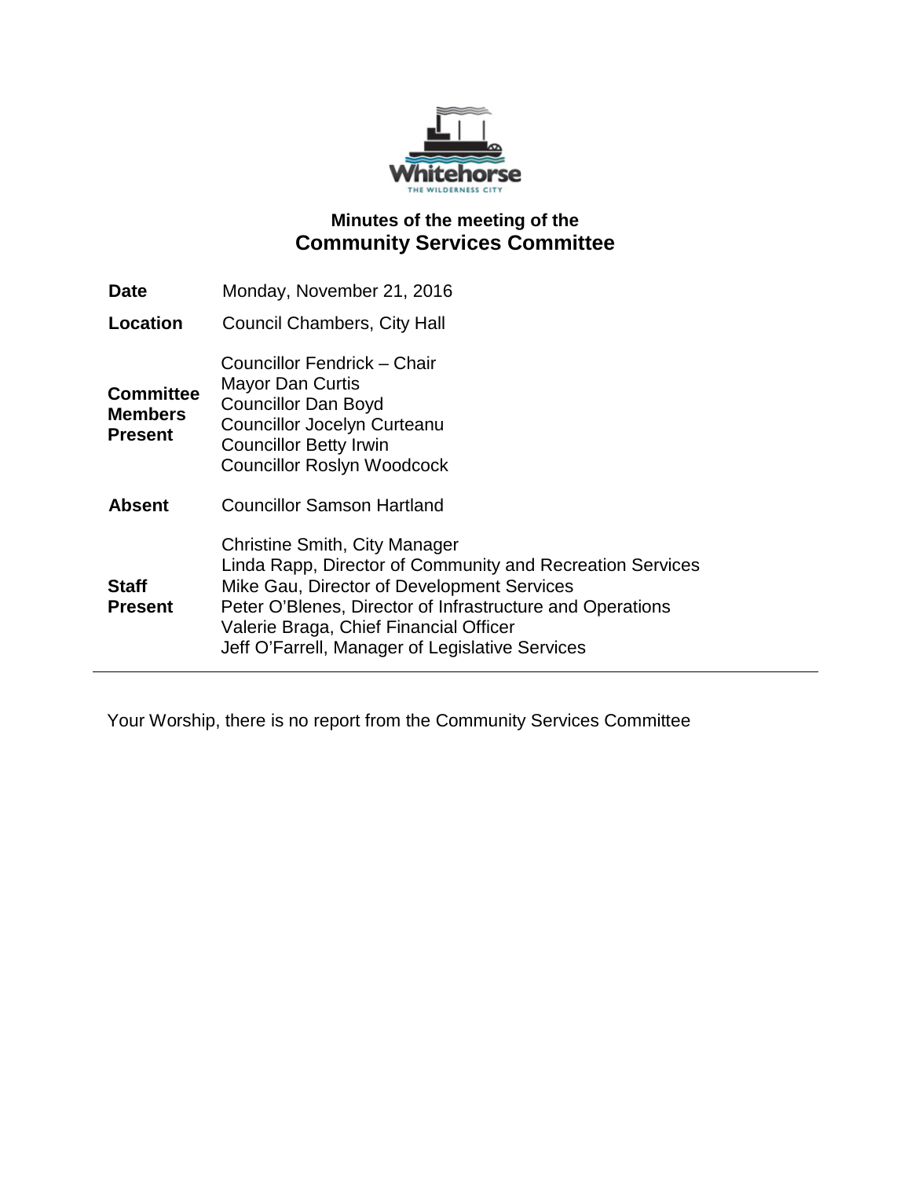# Minutes of the meeting of the
## Community Services Committee

| | |
|---|---|
| **Date** | Monday, November 21, 2016 |
| **Location** | Council Chambers, City Hall |
| **Committee Members Present** | Councillor Fendrick – Chair<br>Mayor Dan Curtis<br>Councillor Dan Boyd<br>Councillor Jocelyn Curteanu<br>Councillor Betty Irwin<br>Councillor Roslyn Woodcock |
| **Absent** | Councillor Samson Hartland |
| **Staff Present** | Christine Smith, City Manager<br>Linda Rapp, Director of Community and Recreation Services<br>Mike Gau, Director of Development Services<br>Peter O'Blenes, Director of Infrastructure and Operations<br>Valerie Braga, Chief Financial Officer<br>Jeff O'Farrell, Manager of Legislative Services |

---

Your Worship, there is no report from the Community Services Committee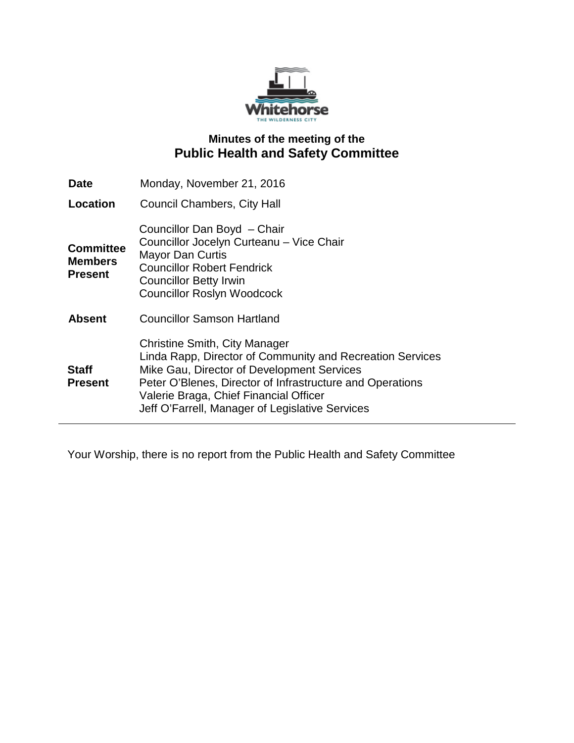Whitehorse
THE WILDERNESS CITY

## Minutes of the meeting of the
# Public Health and Safety Committee

| | |
|---|---|
| **Date** | Monday, November 21, 2016 |
| **Location** | Council Chambers, City Hall |
| **Committee Members Present** | Councillor Dan Boyd – Chair<br>Councillor Jocelyn Curteanu – Vice Chair<br>Mayor Dan Curtis<br>Councillor Robert Fendrick<br>Councillor Betty Irwin<br>Councillor Roslyn Woodcock |
| **Absent** | Councillor Samson Hartland |
| **Staff Present** | Christine Smith, City Manager<br>Linda Rapp, Director of Community and Recreation Services<br>Mike Gau, Director of Development Services<br>Peter O'Blenes, Director of Infrastructure and Operations<br>Valerie Braga, Chief Financial Officer<br>Jeff O'Farrell, Manager of Legislative Services |

---

Your Worship, there is no report from the Public Health and Safety Committee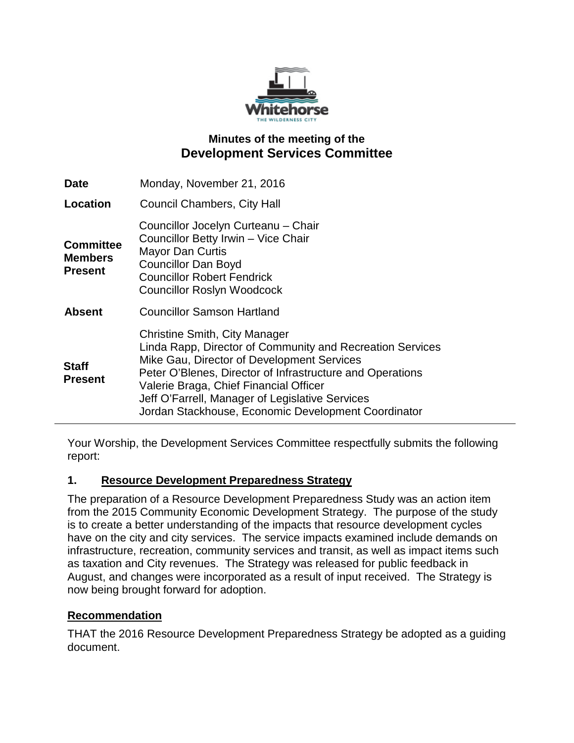## Minutes of the meeting of the
# Development Services Committee

| | |
|---|---|
| **Date** | Monday, November 21, 2016 |
| **Location** | Council Chambers, City Hall |
| **Committee Members Present** | Councillor Jocelyn Curteanu – Chair<br>Councillor Betty Irwin – Vice Chair<br>Mayor Dan Curtis<br>Councillor Dan Boyd<br>Councillor Robert Fendrick<br>Councillor Roslyn Woodcock |
| **Absent** | Councillor Samson Hartland |
| **Staff Present** | Christine Smith, City Manager<br>Linda Rapp, Director of Community and Recreation Services<br>Mike Gau, Director of Development Services<br>Peter O'Blenes, Director of Infrastructure and Operations<br>Valerie Braga, Chief Financial Officer<br>Jeff O'Farrell, Manager of Legislative Services<br>Jordan Stackhouse, Economic Development Coordinator |

Your Worship, the Development Services Committee respectfully submits the following report:

### 1. Resource Development Preparedness Strategy

The preparation of a Resource Development Preparedness Study was an action item from the 2015 Community Economic Development Strategy. The purpose of the study is to create a better understanding of the impacts that resource development cycles have on the city and city services. The service impacts examined include demands on infrastructure, recreation, community services and transit, as well as impact items such as taxation and City revenues. The Strategy was released for public feedback in August, and changes were incorporated as a result of input received. The Strategy is now being brought forward for adoption.

#### Recommendation

THAT the 2016 Resource Development Preparedness Strategy be adopted as a guiding document.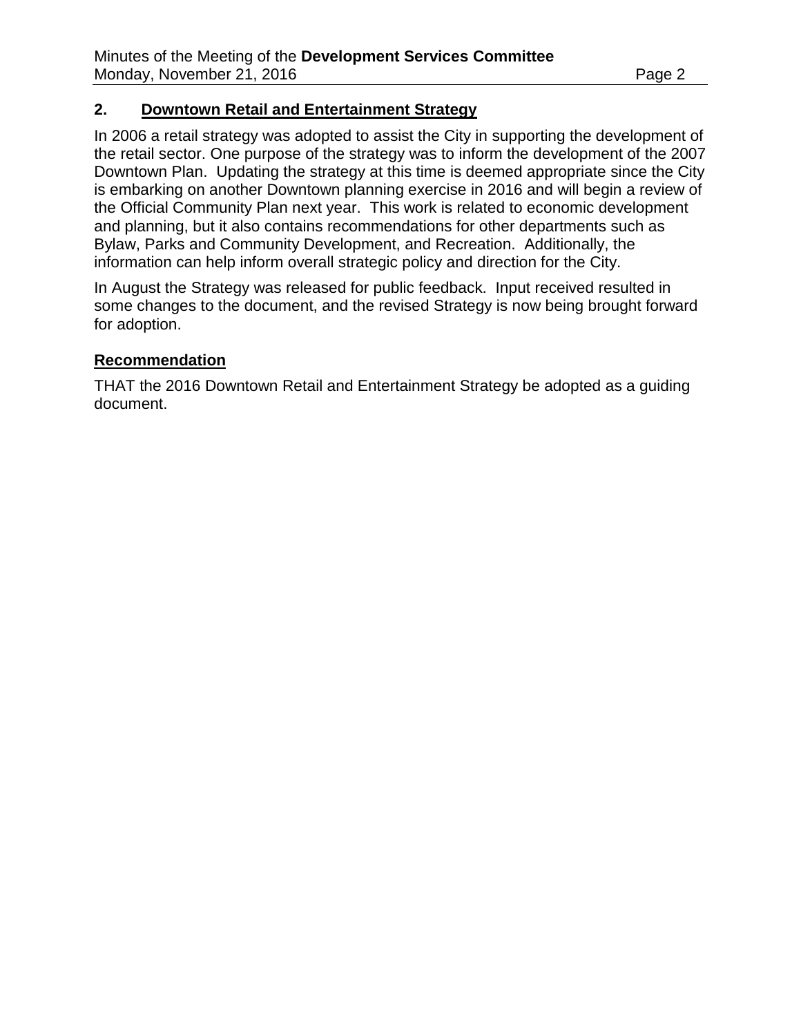## 2. Downtown Retail and Entertainment Strategy

In 2006 a retail strategy was adopted to assist the City in supporting the development of the retail sector. One purpose of the strategy was to inform the development of the 2007 Downtown Plan. Updating the strategy at this time is deemed appropriate since the City is embarking on another Downtown planning exercise in 2016 and will begin a review of the Official Community Plan next year. This work is related to economic development and planning, but it also contains recommendations for other departments such as Bylaw, Parks and Community Development, and Recreation. Additionally, the information can help inform overall strategic policy and direction for the City.

In August the Strategy was released for public feedback. Input received resulted in some changes to the document, and the revised Strategy is now being brought forward for adoption.

### Recommendation

THAT the 2016 Downtown Retail and Entertainment Strategy be adopted as a guiding document.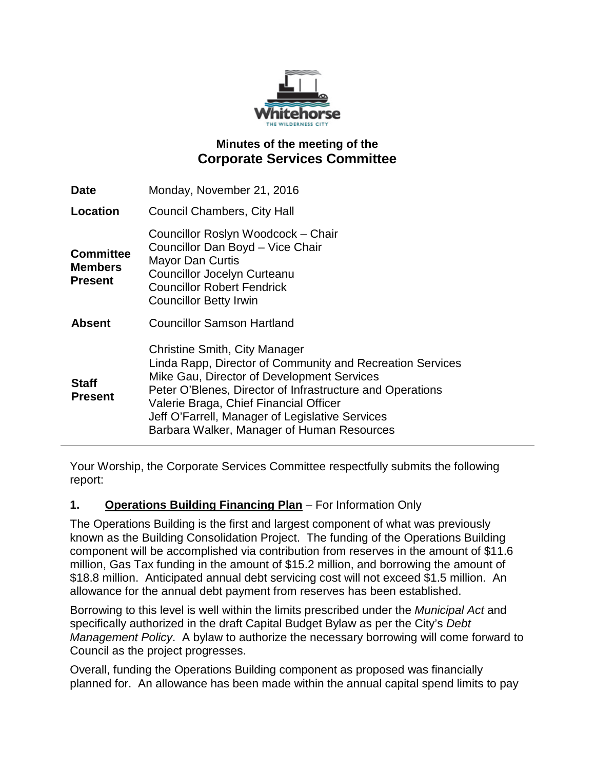## Minutes of the meeting of the
# Corporate Services Committee

| | |
|---|---|
| **Date** | Monday, November 21, 2016 |
| **Location** | Council Chambers, City Hall |
| **Committee Members Present** | Councillor Roslyn Woodcock – Chair<br>Councillor Dan Boyd – Vice Chair<br>Mayor Dan Curtis<br>Councillor Jocelyn Curteanu<br>Councillor Robert Fendrick<br>Councillor Betty Irwin |
| **Absent** | Councillor Samson Hartland |
| **Staff Present** | Christine Smith, City Manager<br>Linda Rapp, Director of Community and Recreation Services<br>Mike Gau, Director of Development Services<br>Peter O'Blenes, Director of Infrastructure and Operations<br>Valerie Braga, Chief Financial Officer<br>Jeff O'Farrell, Manager of Legislative Services<br>Barbara Walker, Manager of Human Resources |

---

Your Worship, the Corporate Services Committee respectfully submits the following report:

**1. Operations Building Financing Plan** – For Information Only

The Operations Building is the first and largest component of what was previously known as the Building Consolidation Project. The funding of the Operations Building component will be accomplished via contribution from reserves in the amount of $11.6 million, Gas Tax funding in the amount of $15.2 million, and borrowing the amount of $18.8 million. Anticipated annual debt servicing cost will not exceed $1.5 million. An allowance for the annual debt payment from reserves has been established.

Borrowing to this level is well within the limits prescribed under the *Municipal Act* and specifically authorized in the draft Capital Budget Bylaw as per the City's *Debt Management Policy*. A bylaw to authorize the necessary borrowing will come forward to Council as the project progresses.

Overall, funding the Operations Building component as proposed was financially planned for. An allowance has been made within the annual capital spend limits to pay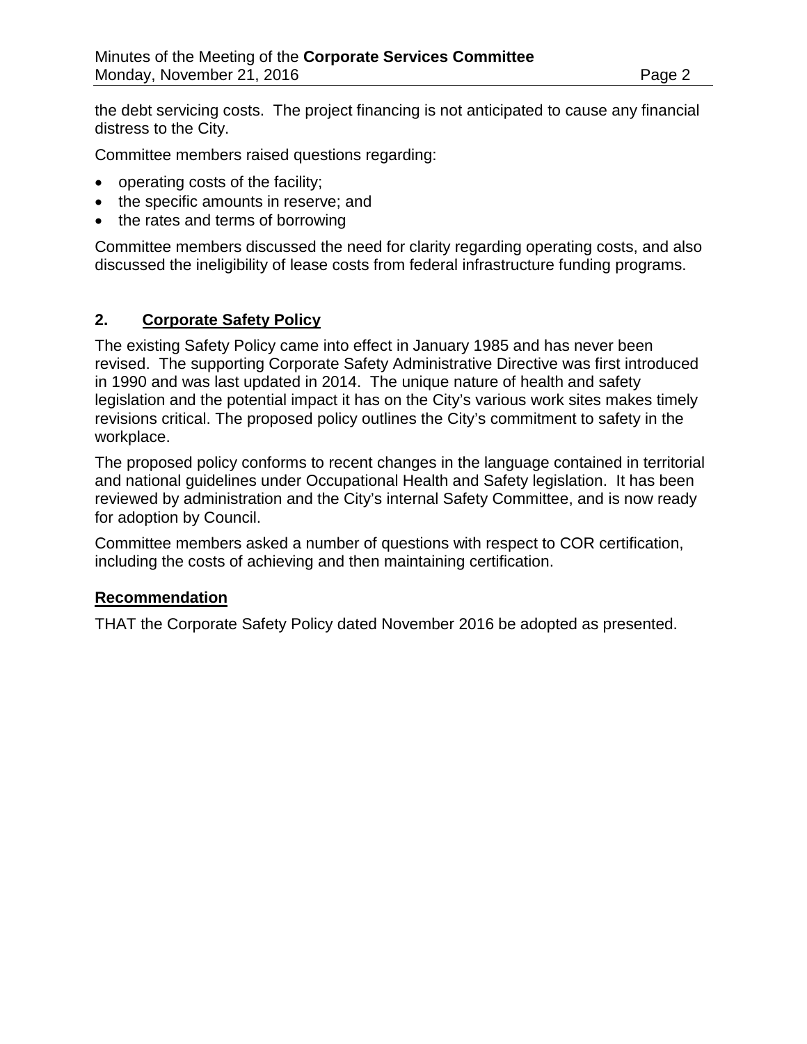the debt servicing costs. The project financing is not anticipated to cause any financial distress to the City.

Committee members raised questions regarding:

- operating costs of the facility;
- the specific amounts in reserve; and
- the rates and terms of borrowing

Committee members discussed the need for clarity regarding operating costs, and also discussed the ineligibility of lease costs from federal infrastructure funding programs.

## 2. Corporate Safety Policy

The existing Safety Policy came into effect in January 1985 and has never been revised. The supporting Corporate Safety Administrative Directive was first introduced in 1990 and was last updated in 2014. The unique nature of health and safety legislation and the potential impact it has on the City's various work sites makes timely revisions critical. The proposed policy outlines the City's commitment to safety in the workplace.

The proposed policy conforms to recent changes in the language contained in territorial and national guidelines under Occupational Health and Safety legislation. It has been reviewed by administration and the City's internal Safety Committee, and is now ready for adoption by Council.

Committee members asked a number of questions with respect to COR certification, including the costs of achieving and then maintaining certification.

### Recommendation

THAT the Corporate Safety Policy dated November 2016 be adopted as presented.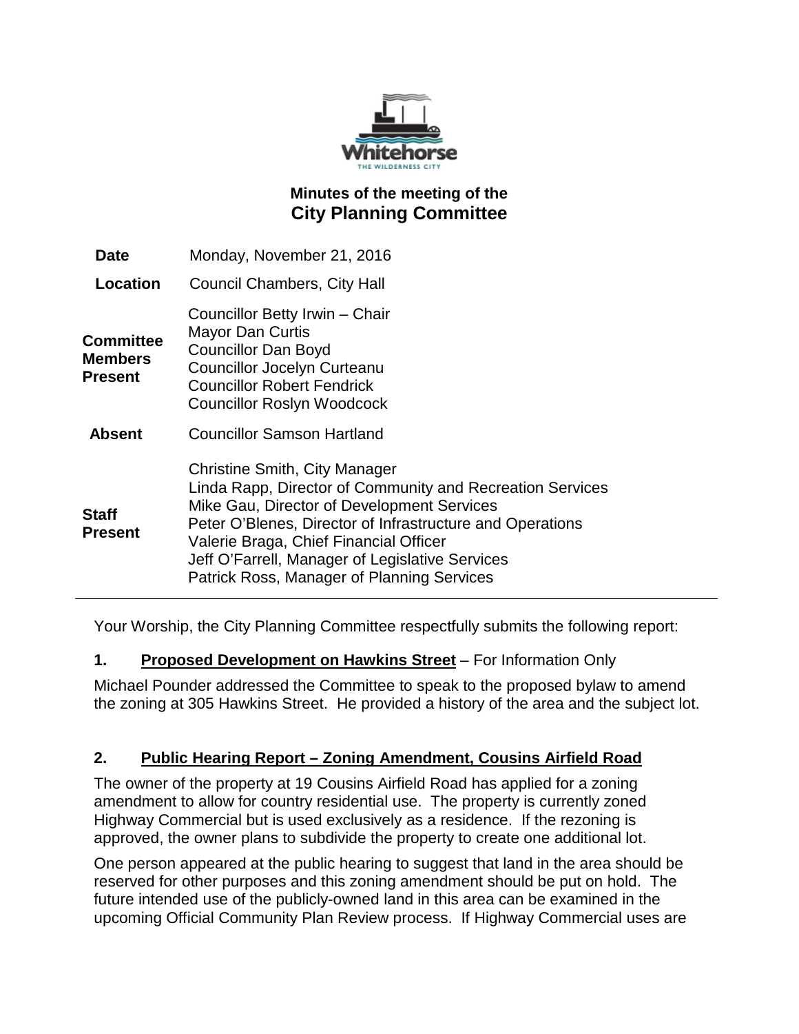# Minutes of the meeting of the
# City Planning Committee

| | |
|---|---|
| **Date** | Monday, November 21, 2016 |
| **Location** | Council Chambers, City Hall |
| **Committee Members Present** | Councillor Betty Irwin – Chair<br>Mayor Dan Curtis<br>Councillor Dan Boyd<br>Councillor Jocelyn Curteanu<br>Councillor Robert Fendrick<br>Councillor Roslyn Woodcock |
| **Absent** | Councillor Samson Hartland |
| **Staff Present** | Christine Smith, City Manager<br>Linda Rapp, Director of Community and Recreation Services<br>Mike Gau, Director of Development Services<br>Peter O'Blenes, Director of Infrastructure and Operations<br>Valerie Braga, Chief Financial Officer<br>Jeff O'Farrell, Manager of Legislative Services<br>Patrick Ross, Manager of Planning Services |

Your Worship, the City Planning Committee respectfully submits the following report:

**1. Proposed Development on Hawkins Street** – For Information Only

Michael Pounder addressed the Committee to speak to the proposed bylaw to amend the zoning at 305 Hawkins Street. He provided a history of the area and the subject lot.

**2. Public Hearing Report – Zoning Amendment, Cousins Airfield Road**

The owner of the property at 19 Cousins Airfield Road has applied for a zoning amendment to allow for country residential use. The property is currently zoned Highway Commercial but is used exclusively as a residence. If the rezoning is approved, the owner plans to subdivide the property to create one additional lot.

One person appeared at the public hearing to suggest that land in the area should be reserved for other purposes and this zoning amendment should be put on hold. The future intended use of the publicly-owned land in this area can be examined in the upcoming Official Community Plan Review process. If Highway Commercial uses are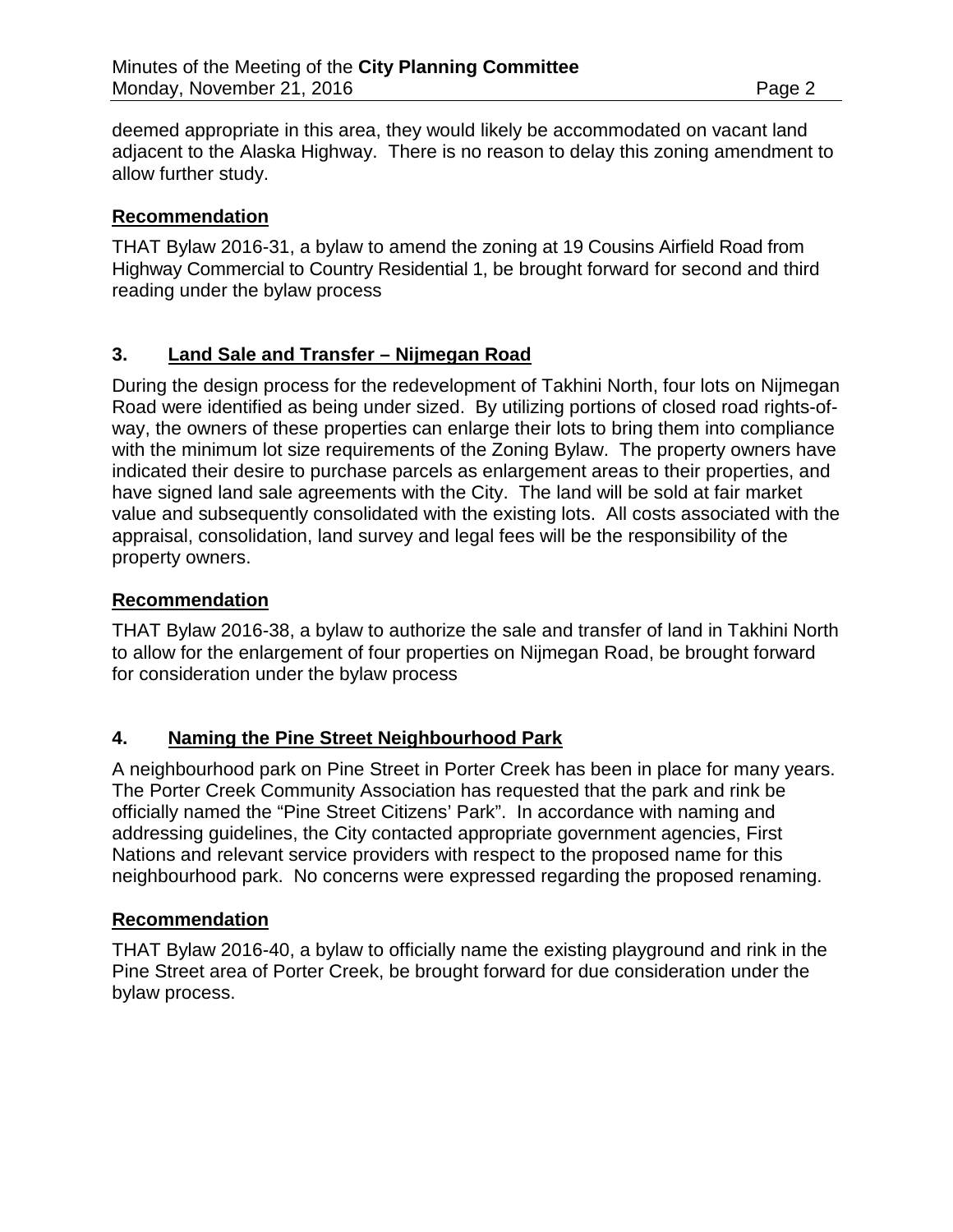deemed appropriate in this area, they would likely be accommodated on vacant land adjacent to the Alaska Highway. There is no reason to delay this zoning amendment to allow further study.

**Recommendation**

THAT Bylaw 2016-31, a bylaw to amend the zoning at 19 Cousins Airfield Road from Highway Commercial to Country Residential 1, be brought forward for second and third reading under the bylaw process

## 3. Land Sale and Transfer – Nijmegan Road

During the design process for the redevelopment of Takhini North, four lots on Nijmegan Road were identified as being under sized. By utilizing portions of closed road rights-of-way, the owners of these properties can enlarge their lots to bring them into compliance with the minimum lot size requirements of the Zoning Bylaw. The property owners have indicated their desire to purchase parcels as enlargement areas to their properties, and have signed land sale agreements with the City. The land will be sold at fair market value and subsequently consolidated with the existing lots. All costs associated with the appraisal, consolidation, land survey and legal fees will be the responsibility of the property owners.

**Recommendation**

THAT Bylaw 2016-38, a bylaw to authorize the sale and transfer of land in Takhini North to allow for the enlargement of four properties on Nijmegan Road, be brought forward for consideration under the bylaw process

## 4. Naming the Pine Street Neighbourhood Park

A neighbourhood park on Pine Street in Porter Creek has been in place for many years. The Porter Creek Community Association has requested that the park and rink be officially named the "Pine Street Citizens' Park". In accordance with naming and addressing guidelines, the City contacted appropriate government agencies, First Nations and relevant service providers with respect to the proposed name for this neighbourhood park. No concerns were expressed regarding the proposed renaming.

**Recommendation**

THAT Bylaw 2016-40, a bylaw to officially name the existing playground and rink in the Pine Street area of Porter Creek, be brought forward for due consideration under the bylaw process.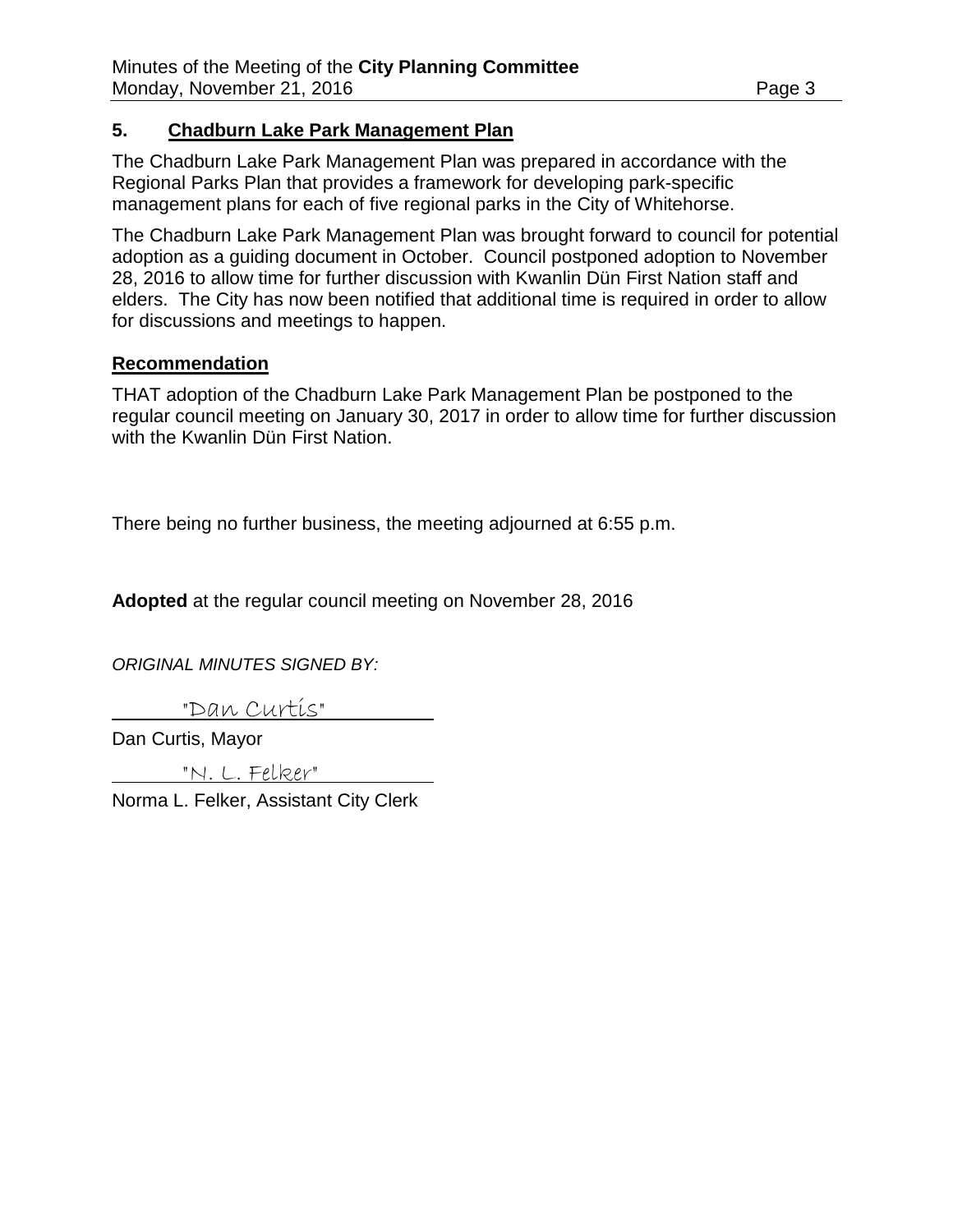## 5. Chadburn Lake Park Management Plan

The Chadburn Lake Park Management Plan was prepared in accordance with the Regional Parks Plan that provides a framework for developing park-specific management plans for each of five regional parks in the City of Whitehorse.

The Chadburn Lake Park Management Plan was brought forward to council for potential adoption as a guiding document in October. Council postponed adoption to November 28, 2016 to allow time for further discussion with Kwanlin Dün First Nation staff and elders. The City has now been notified that additional time is required in order to allow for discussions and meetings to happen.

### Recommendation

THAT adoption of the Chadburn Lake Park Management Plan be postponed to the regular council meeting on January 30, 2017 in order to allow time for further discussion with the Kwanlin Dün First Nation.

There being no further business, the meeting adjourned at 6:55 p.m.

**Adopted** at the regular council meeting on November 28, 2016

*ORIGINAL MINUTES SIGNED BY:*

"Dan Curtis"

Dan Curtis, Mayor

"N. L. Felker"

Norma L. Felker, Assistant City Clerk